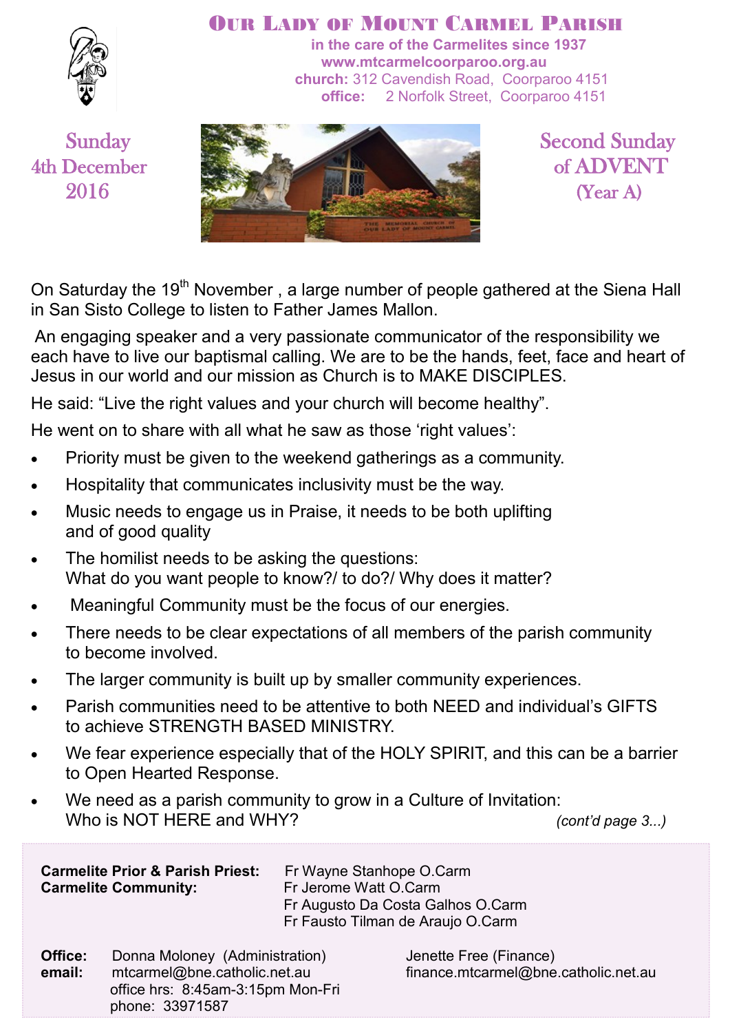# Our Lady of Mount Carmel Parish

**in the care of the Carmelites since 1937**
**www.mtcarmelcoorparoo.org.au**
**church:** 312 Cavendish Road, Coorparoo 4151
**office:** 2 Norfolk Street, Coorparoo 4151

Sunday 4th December 2016

## Second Sunday of ADVENT (Year A)

On Saturday the 19th November , a large number of people gathered at the Siena Hall in San Sisto College to listen to Father James Mallon.

An engaging speaker and a very passionate communicator of the responsibility we each have to live our baptismal calling. We are to be the hands, feet, face and heart of Jesus in our world and our mission as Church is to MAKE DISCIPLES.

He said: "Live the right values and your church will become healthy".

He went on to share with all what he saw as those 'right values':

- Priority must be given to the weekend gatherings as a community.
- Hospitality that communicates inclusivity must be the way.
- Music needs to engage us in Praise, it needs to be both uplifting and of good quality
- The homilist needs to be asking the questions: What do you want people to know?/ to do?/ Why does it matter?
- Meaningful Community must be the focus of our energies.
- There needs to be clear expectations of all members of the parish community to become involved.
- The larger community is built up by smaller community experiences.
- Parish communities need to be attentive to both NEED and individual's GIFTS to achieve STRENGTH BASED MINISTRY.
- We fear experience especially that of the HOLY SPIRIT, and this can be a barrier to Open Hearted Response.
- We need as a parish community to grow in a Culture of Invitation: Who is NOT HERE and WHY?

*(cont'd page 3...)*

**Carmelite Prior & Parish Priest:** Fr Wayne Stanhope O.Carm
**Carmelite Community:** Fr Jerome Watt O.Carm
Fr Augusto Da Costa Galhos O.Carm
Fr Fausto Tilman de Araujo O.Carm

**Office:** Donna Moloney (Administration)
**email:** mtcarmel@bne.catholic.net.au
office hrs: 8:45am-3:15pm Mon-Fri
phone: 33971587

Jenette Free (Finance)
finance.mtcarmel@bne.catholic.net.au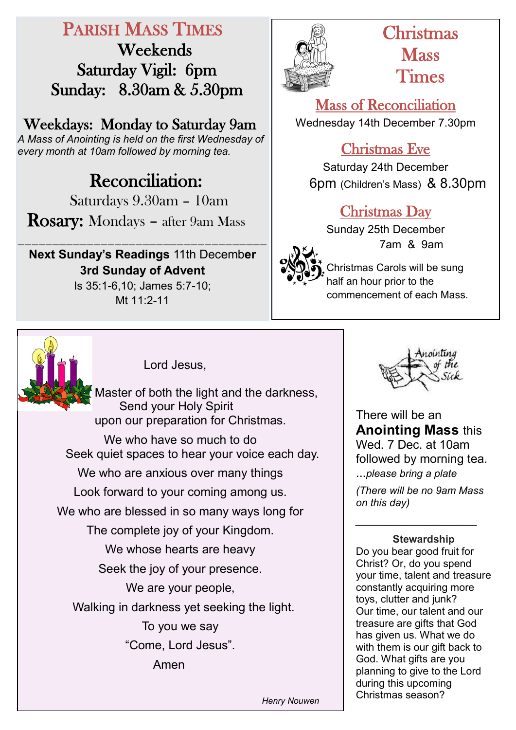## Parish Mass Times

**Weekends**

Saturday Vigil: 6pm

Sunday: 8.30am & 5.30pm

**Weekdays: Monday to Saturday 9am**

*A Mass of Anointing is held on the first Wednesday of every month at 10am followed by morning tea.*

**Reconciliation:**

Saturdays 9.30am – 10am

**Rosary:** Mondays – after 9am Mass

---

**Next Sunday's Readings** 11th December

**3rd Sunday of Advent**

Is 35:1-6,10; James 5:7-10;
Mt 11:2-11

## Christmas Mass Times

### Mass of Reconciliation

Wednesday 14th December 7.30pm

### Christmas Eve

Saturday 24th December

6pm (Children's Mass) & 8.30pm

### Christmas Day

Sunday 25th December

7am & 9am

Christmas Carols will be sung half an hour prior to the commencement of each Mass.

Lord Jesus,

Master of both the light and the darkness,
Send your Holy Spirit
upon our preparation for Christmas.

We who have so much to do
Seek quiet spaces to hear your voice each day.
We who are anxious over many things
Look forward to your coming among us.
We who are blessed in so many ways long for
The complete joy of your Kingdom.
We whose hearts are heavy
Seek the joy of your presence.
We are your people,
Walking in darkness yet seeking the light.
To you we say
"Come, Lord Jesus".
Amen

*Henry Nouwen*

Anointing of the Sick

There will be an **Anointing Mass** this Wed. 7 Dec. at 10am followed by morning tea.
...*please bring a plate*

*(There will be no 9am Mass on this day)*

---

**Stewardship**

Do you bear good fruit for Christ? Or, do you spend your time, talent and treasure constantly acquiring more toys, clutter and junk? Our time, our talent and our treasure are gifts that God has given us. What we do with them is our gift back to God. What gifts are you planning to give to the Lord during this upcoming Christmas season?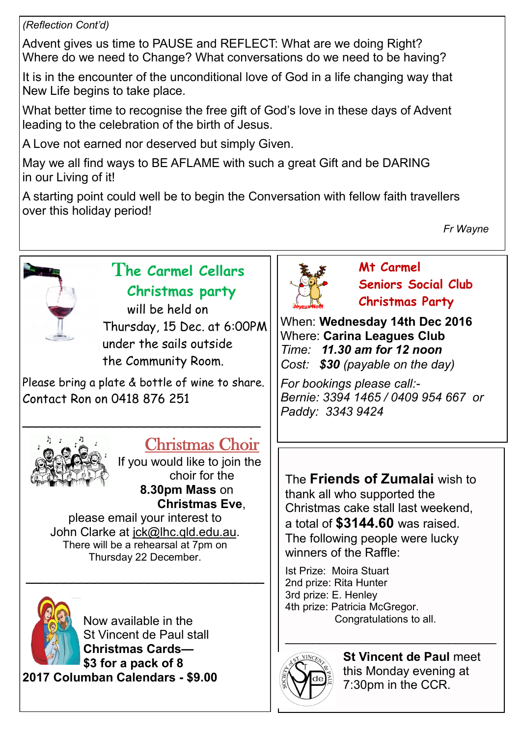*(Reflection Cont'd)*

Advent gives us time to PAUSE and REFLECT: What are we doing Right? Where do we need to Change? What conversations do we need to be having?

It is in the encounter of the unconditional love of God in a life changing way that New Life begins to take place.

What better time to recognise the free gift of God's love in these days of Advent leading to the celebration of the birth of Jesus.

A Love not earned nor deserved but simply Given.

May we all find ways to BE AFLAME with such a great Gift and be DARING in our Living of it!

A starting point could well be to begin the Conversation with fellow faith travellers over this holiday period!

*Fr Wayne*

## The Carmel Cellars Christmas party

will be held on Thursday, 15 Dec. at 6:00PM under the sails outside the Community Room.

Please bring a plate & bottle of wine to share.
Contact Ron on 0418 876 251

## Christmas Choir

If you would like to join the choir for the **8.30pm Mass** on **Christmas Eve**, please email your interest to John Clarke at jck@lhc.qld.edu.au.
There will be a rehearsal at 7pm on Thursday 22 December.

Now available in the St Vincent de Paul stall
**Christmas Cards— $3 for a pack of 8**
**2017 Columban Calendars - $9.00**

## Mt Carmel Seniors Social Club Christmas Party

When: **Wednesday 14th Dec 2016**
Where: **Carina Leagues Club**
*Time:* ***11.30 am for 12 noon***
*Cost:* ***$30*** *(payable on the day)*

*For bookings please call:-*
*Bernie: 3394 1465 / 0409 954 667 or*
*Paddy: 3343 9424*

The **Friends of Zumalai** wish to thank all who supported the Christmas cake stall last weekend, a total of **$3144.60** was raised. The following people were lucky winners of the Raffle:

Ist Prize: Moira Stuart
2nd prize: Rita Hunter
3rd prize: E. Henley
4th prize: Patricia McGregor.
Congratulations to all.

**St Vincent de Paul** meet this Monday evening at 7:30pm in the CCR.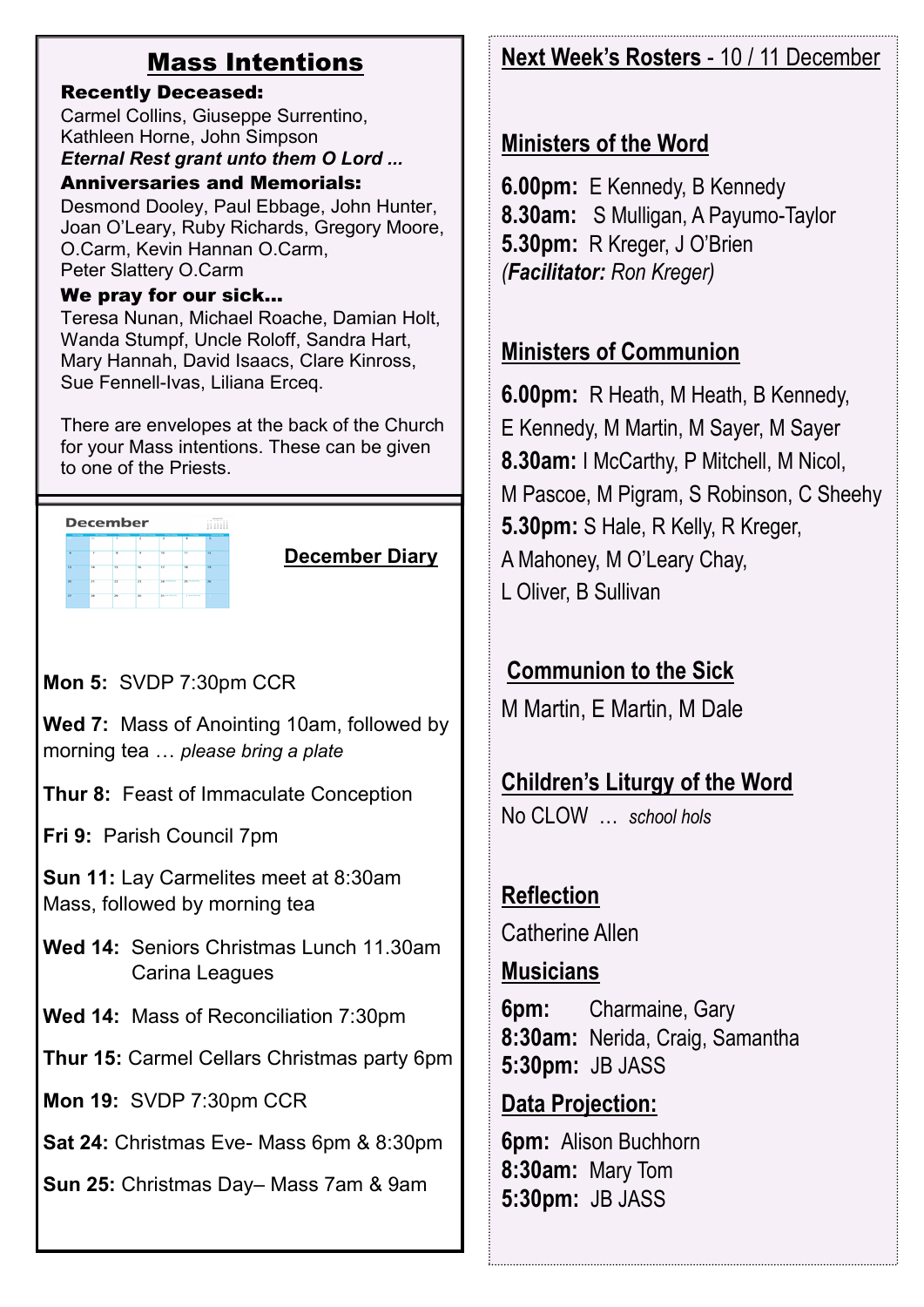## Mass Intentions

**Recently Deceased:**
Carmel Collins, Giuseppe Surrentino, Kathleen Horne, John Simpson
***Eternal Rest grant unto them O Lord ...***

**Anniversaries and Memorials:**
Desmond Dooley, Paul Ebbage, John Hunter, Joan O'Leary, Ruby Richards, Gregory Moore, O.Carm, Kevin Hannan O.Carm, Peter Slattery O.Carm

**We pray for our sick...**
Teresa Nunan, Michael Roache, Damian Holt, Wanda Stumpf, Uncle Roloff, Sandra Hart, Mary Hannah, David Isaacs, Clare Kinross, Sue Fennell-Ivas, Liliana Erceq.

There are envelopes at the back of the Church for your Mass intentions. These can be given to one of the Priests.

## December Diary

**Mon 5:** SVDP 7:30pm CCR

**Wed 7:** Mass of Anointing 10am, followed by morning tea … *please bring a plate*

**Thur 8:** Feast of Immaculate Conception

**Fri 9:** Parish Council 7pm

**Sun 11:** Lay Carmelites meet at 8:30am Mass, followed by morning tea

**Wed 14:** Seniors Christmas Lunch 11.30am Carina Leagues

**Wed 14:** Mass of Reconciliation 7:30pm

**Thur 15:** Carmel Cellars Christmas party 6pm

**Mon 19:** SVDP 7:30pm CCR

**Sat 24:** Christmas Eve- Mass 6pm & 8:30pm

**Sun 25:** Christmas Day– Mass 7am & 9am

## Next Week's Rosters - 10 / 11 December

### Ministers of the Word

**6.00pm:** E Kennedy, B Kennedy
**8.30am:** S Mulligan, A Payumo-Taylor
**5.30pm:** R Kreger, J O'Brien
(***Facilitator:*** *Ron Kreger)*

### Ministers of Communion

**6.00pm:** R Heath, M Heath, B Kennedy, E Kennedy, M Martin, M Sayer, M Sayer
**8.30am:** I McCarthy, P Mitchell, M Nicol, M Pascoe, M Pigram, S Robinson, C Sheehy
**5.30pm:** S Hale, R Kelly, R Kreger, A Mahoney, M O'Leary Chay, L Oliver, B Sullivan

### Communion to the Sick

M Martin, E Martin, M Dale

### Children's Liturgy of the Word

No CLOW … *school hols*

### Reflection

Catherine Allen

### Musicians

**6pm:** Charmaine, Gary
**8:30am:** Nerida, Craig, Samantha
**5:30pm:** JB JASS

### Data Projection:

**6pm:** Alison Buchhorn
**8:30am:** Mary Tom
**5:30pm:** JB JASS